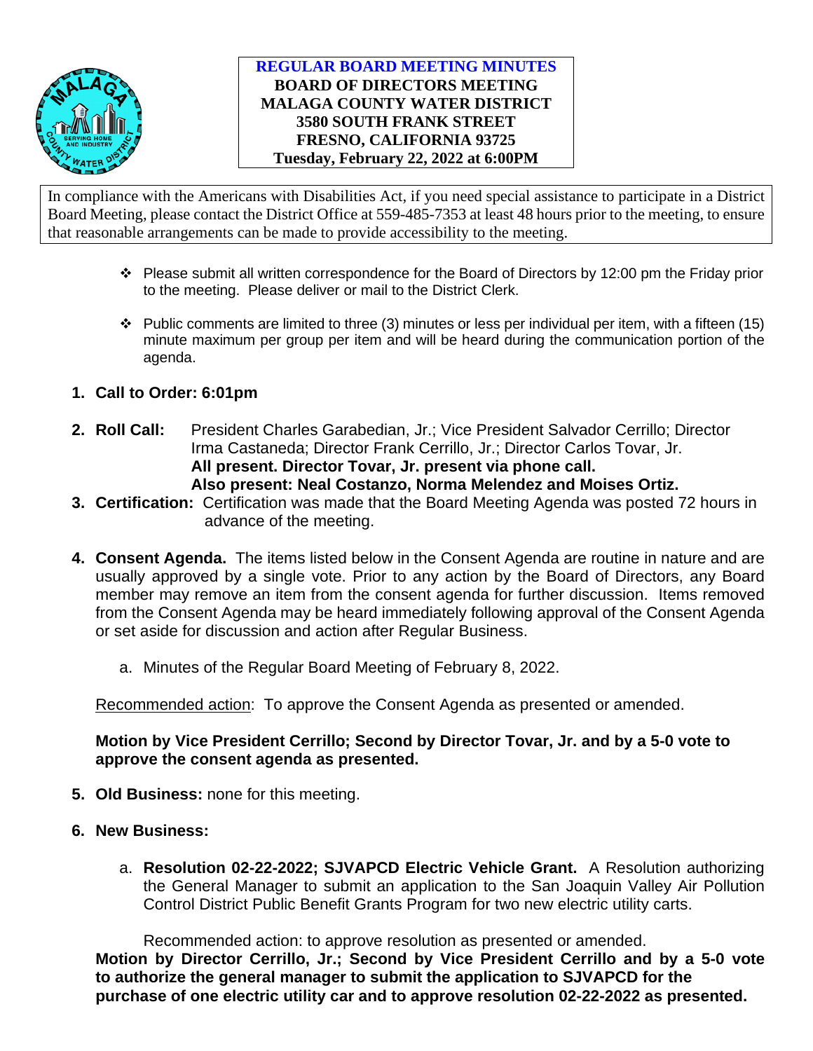**REGULAR BOARD MEETING MINUTES**
**BOARD OF DIRECTORS MEETING**
**MALAGA COUNTY WATER DISTRICT**
**3580 SOUTH FRANK STREET**
**FRESNO, CALIFORNIA 93725**
**Tuesday, February 22, 2022 at 6:00PM**

In compliance with the Americans with Disabilities Act, if you need special assistance to participate in a District Board Meeting, please contact the District Office at 559-485-7353 at least 48 hours prior to the meeting, to ensure that reasonable arrangements can be made to provide accessibility to the meeting.

- Please submit all written correspondence for the Board of Directors by 12:00 pm the Friday prior to the meeting. Please deliver or mail to the District Clerk.
- Public comments are limited to three (3) minutes or less per individual per item, with a fifteen (15) minute maximum per group per item and will be heard during the communication portion of the agenda.

1. **Call to Order: 6:01pm**

2. **Roll Call:** President Charles Garabedian, Jr.; Vice President Salvador Cerrillo; Director Irma Castaneda; Director Frank Cerrillo, Jr.; Director Carlos Tovar, Jr.
   **All present. Director Tovar, Jr. present via phone call.**
   **Also present: Neal Costanzo, Norma Melendez and Moises Ortiz.**

3. **Certification:** Certification was made that the Board Meeting Agenda was posted 72 hours in advance of the meeting.

4. **Consent Agenda.** The items listed below in the Consent Agenda are routine in nature and are usually approved by a single vote. Prior to any action by the Board of Directors, any Board member may remove an item from the consent agenda for further discussion. Items removed from the Consent Agenda may be heard immediately following approval of the Consent Agenda or set aside for discussion and action after Regular Business.

   a. Minutes of the Regular Board Meeting of February 8, 2022.

   Recommended action: To approve the Consent Agenda as presented or amended.

   **Motion by Vice President Cerrillo; Second by Director Tovar, Jr. and by a 5-0 vote to approve the consent agenda as presented.**

5. **Old Business:** none for this meeting.

6. **New Business:**

   a. **Resolution 02-22-2022; SJVAPCD Electric Vehicle Grant.** A Resolution authorizing the General Manager to submit an application to the San Joaquin Valley Air Pollution Control District Public Benefit Grants Program for two new electric utility carts.

   Recommended action: to approve resolution as presented or amended.

   **Motion by Director Cerrillo, Jr.; Second by Vice President Cerrillo and by a 5-0 vote to authorize the general manager to submit the application to SJVAPCD for the purchase of one electric utility car and to approve resolution 02-22-2022 as presented.**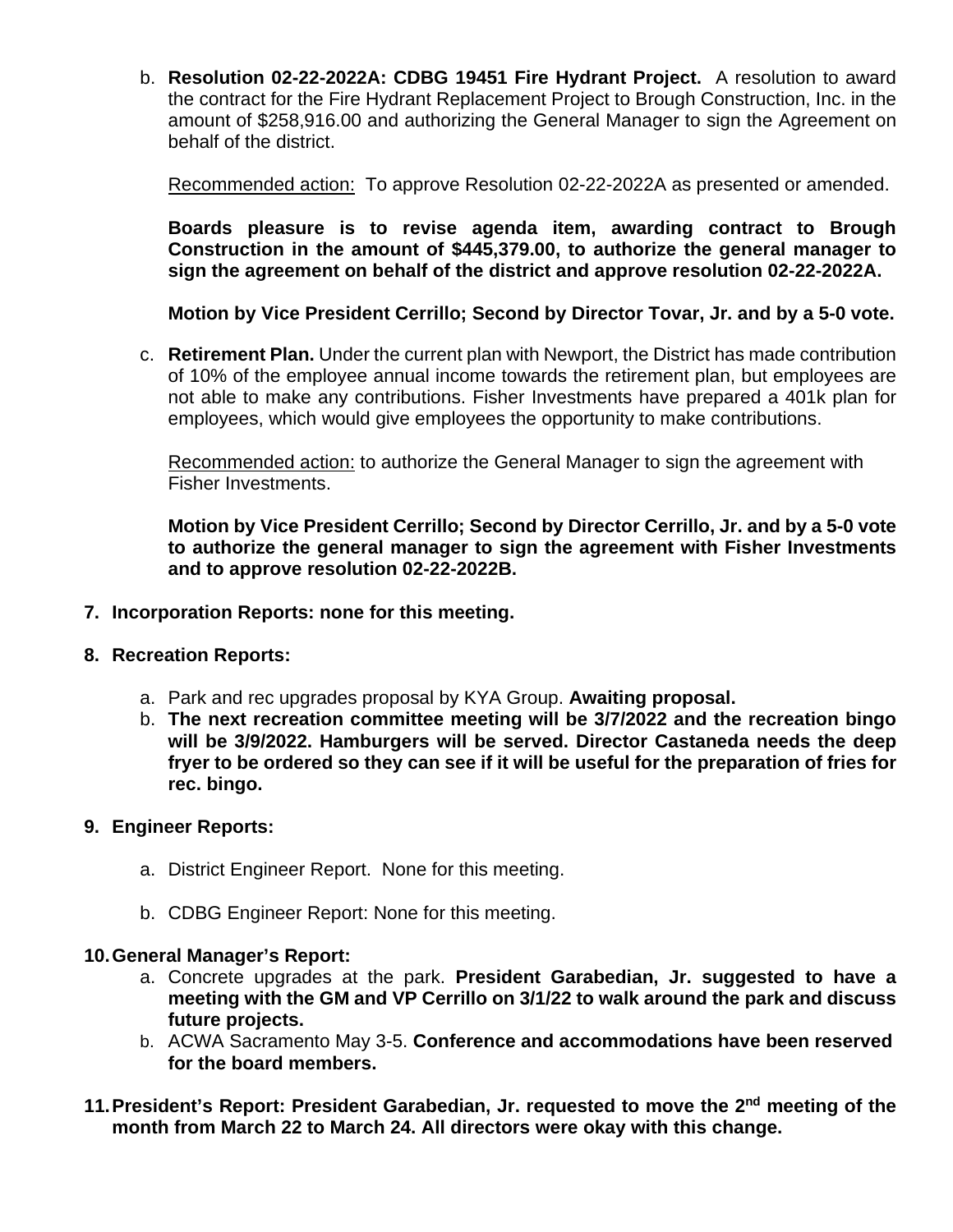b. **Resolution 02-22-2022A: CDBG 19451 Fire Hydrant Project.** A resolution to award the contract for the Fire Hydrant Replacement Project to Brough Construction, Inc. in the amount of $258,916.00 and authorizing the General Manager to sign the Agreement on behalf of the district.

   Recommended action: To approve Resolution 02-22-2022A as presented or amended.

   **Boards pleasure is to revise agenda item, awarding contract to Brough Construction in the amount of $445,379.00, to authorize the general manager to sign the agreement on behalf of the district and approve resolution 02-22-2022A.**

   **Motion by Vice President Cerrillo; Second by Director Tovar, Jr. and by a 5-0 vote.**

c. **Retirement Plan.** Under the current plan with Newport, the District has made contribution of 10% of the employee annual income towards the retirement plan, but employees are not able to make any contributions. Fisher Investments have prepared a 401k plan for employees, which would give employees the opportunity to make contributions.

   Recommended action: to authorize the General Manager to sign the agreement with Fisher Investments.

   **Motion by Vice President Cerrillo; Second by Director Cerrillo, Jr. and by a 5-0 vote to authorize the general manager to sign the agreement with Fisher Investments and to approve resolution 02-22-2022B.**

**7. Incorporation Reports: none for this meeting.**

**8. Recreation Reports:**

a. Park and rec upgrades proposal by KYA Group. **Awaiting proposal.**
b. **The next recreation committee meeting will be 3/7/2022 and the recreation bingo will be 3/9/2022. Hamburgers will be served. Director Castaneda needs the deep fryer to be ordered so they can see if it will be useful for the preparation of fries for rec. bingo.**

**9. Engineer Reports:**

a. District Engineer Report. None for this meeting.

b. CDBG Engineer Report: None for this meeting.

**10. General Manager's Report:**

a. Concrete upgrades at the park. **President Garabedian, Jr. suggested to have a meeting with the GM and VP Cerrillo on 3/1/22 to walk around the park and discuss future projects.**
b. ACWA Sacramento May 3-5. **Conference and accommodations have been reserved for the board members.**

**11. President's Report: President Garabedian, Jr. requested to move the 2nd meeting of the month from March 22 to March 24. All directors were okay with this change.**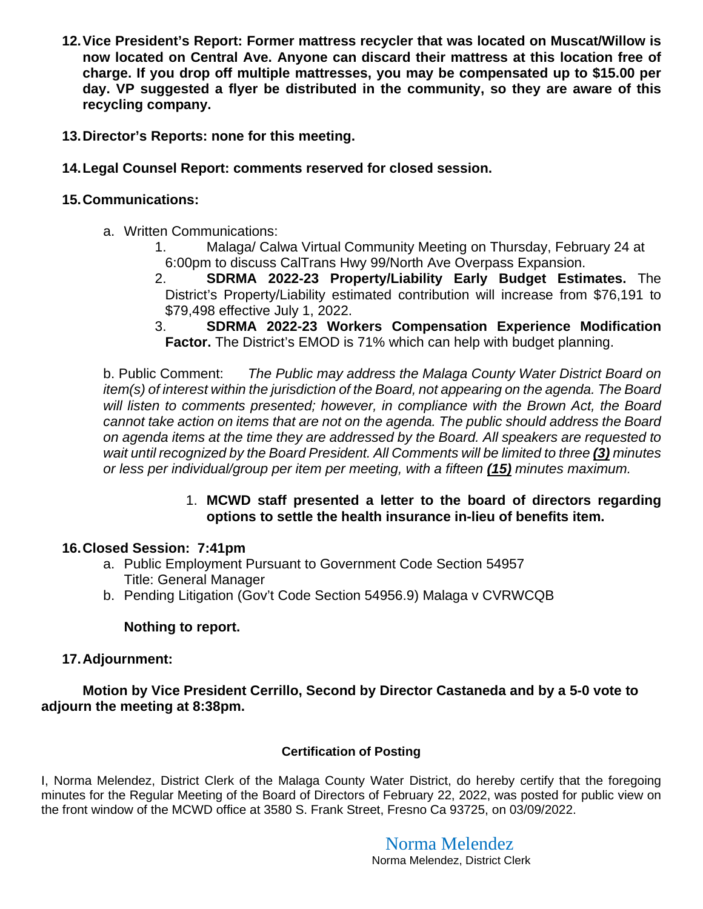12. **Vice President's Report: Former mattress recycler that was located on Muscat/Willow is now located on Central Ave. Anyone can discard their mattress at this location free of charge. If you drop off multiple mattresses, you may be compensated up to $15.00 per day. VP suggested a flyer be distributed in the community, so they are aware of this recycling company.**

13. **Director's Reports: none for this meeting.**

14. **Legal Counsel Report: comments reserved for closed session.**

15. **Communications:**

    a. Written Communications:

    1. Malaga/ Calwa Virtual Community Meeting on Thursday, February 24 at 6:00pm to discuss CalTrans Hwy 99/North Ave Overpass Expansion.
    2. **SDRMA 2022-23 Property/Liability Early Budget Estimates.** The District's Property/Liability estimated contribution will increase from $76,191 to $79,498 effective July 1, 2022.
    3. **SDRMA 2022-23 Workers Compensation Experience Modification Factor.** The District's EMOD is 71% which can help with budget planning.

    b. Public Comment: *The Public may address the Malaga County Water District Board on item(s) of interest within the jurisdiction of the Board, not appearing on the agenda. The Board will listen to comments presented; however, in compliance with the Brown Act, the Board cannot take action on items that are not on the agenda. The public should address the Board on agenda items at the time they are addressed by the Board. All speakers are requested to wait until recognized by the Board President. All Comments will be limited to three* ***(3)*** *minutes or less per individual/group per item per meeting, with a fifteen* ***(15)*** *minutes maximum.*

    1. **MCWD staff presented a letter to the board of directors regarding options to settle the health insurance in-lieu of benefits item.**

16. **Closed Session: 7:41pm**

    a. Public Employment Pursuant to Government Code Section 54957
       Title: General Manager
    b. Pending Litigation (Gov't Code Section 54956.9) Malaga v CVRWCQB

    **Nothing to report.**

17. **Adjournment:**

**Motion by Vice President Cerrillo, Second by Director Castaneda and by a 5-0 vote to adjourn the meeting at 8:38pm.**

**Certification of Posting**

I, Norma Melendez, District Clerk of the Malaga County Water District, do hereby certify that the foregoing minutes for the Regular Meeting of the Board of Directors of February 22, 2022, was posted for public view on the front window of the MCWD office at 3580 S. Frank Street, Fresno Ca 93725, on 03/09/2022.

Norma Melendez

Norma Melendez, District Clerk